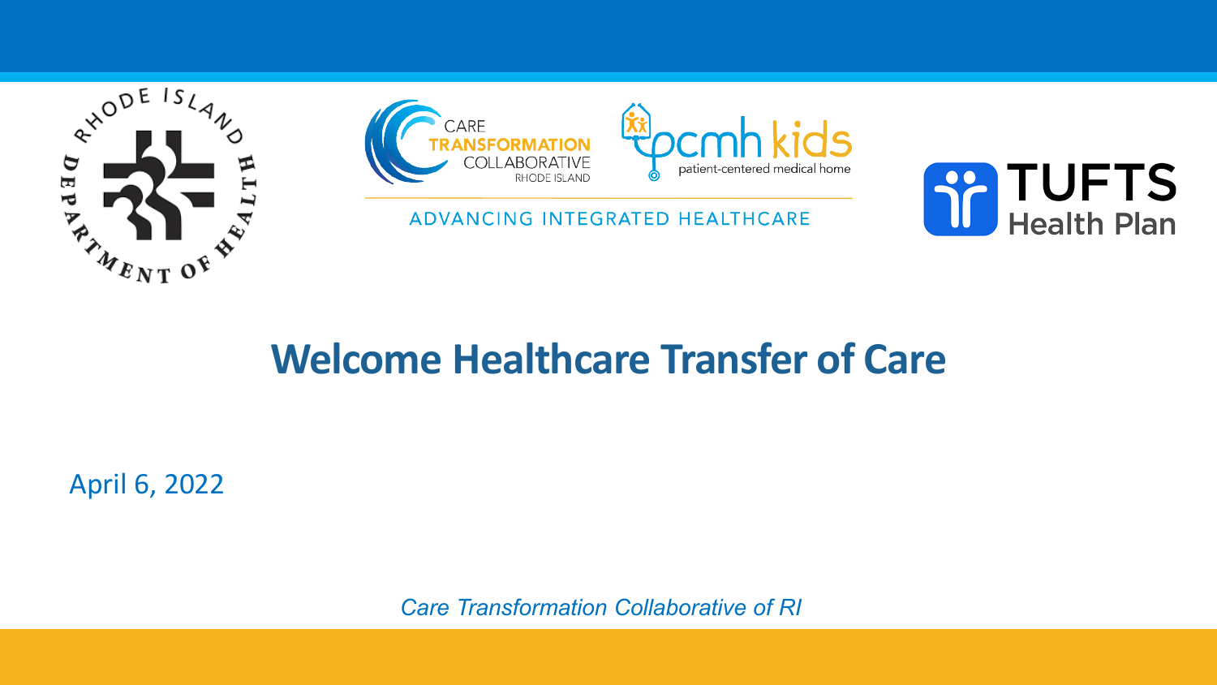# Welcome Healthcare Transfer of Care

April 6, 2022

*Care Transformation Collaborative of RI*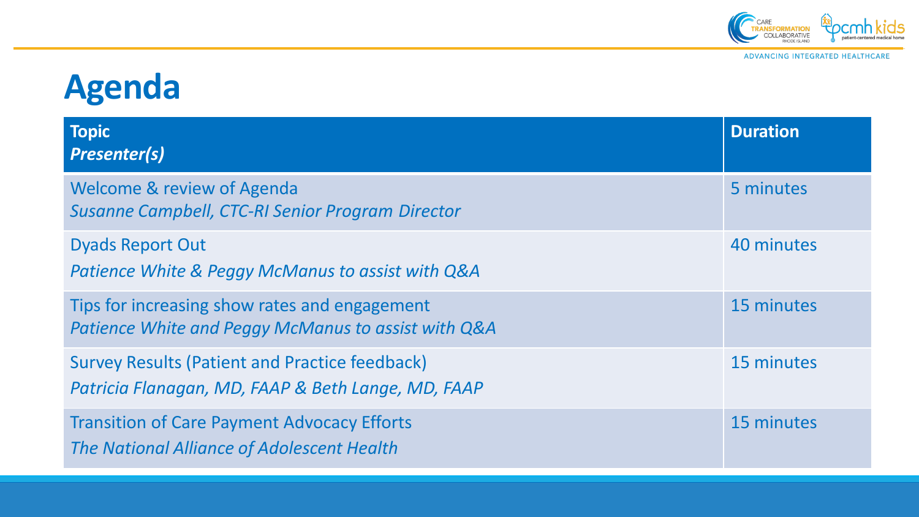# Agenda

| **Topic**<br>***Presenter(s)*** | **Duration** |
|---|---|
| Welcome & review of Agenda<br>*Susanne Campbell, CTC-RI Senior Program Director* | 5 minutes |
| Dyads Report Out<br>*Patience White & Peggy McManus to assist with Q&A* | 40 minutes |
| Tips for increasing show rates and engagement<br>*Patience White and Peggy McManus to assist with Q&A* | 15 minutes |
| Survey Results (Patient and Practice feedback)<br>*Patricia Flanagan, MD, FAAP & Beth Lange, MD, FAAP* | 15 minutes |
| Transition of Care Payment Advocacy Efforts<br>*The National Alliance of Adolescent Health* | 15 minutes |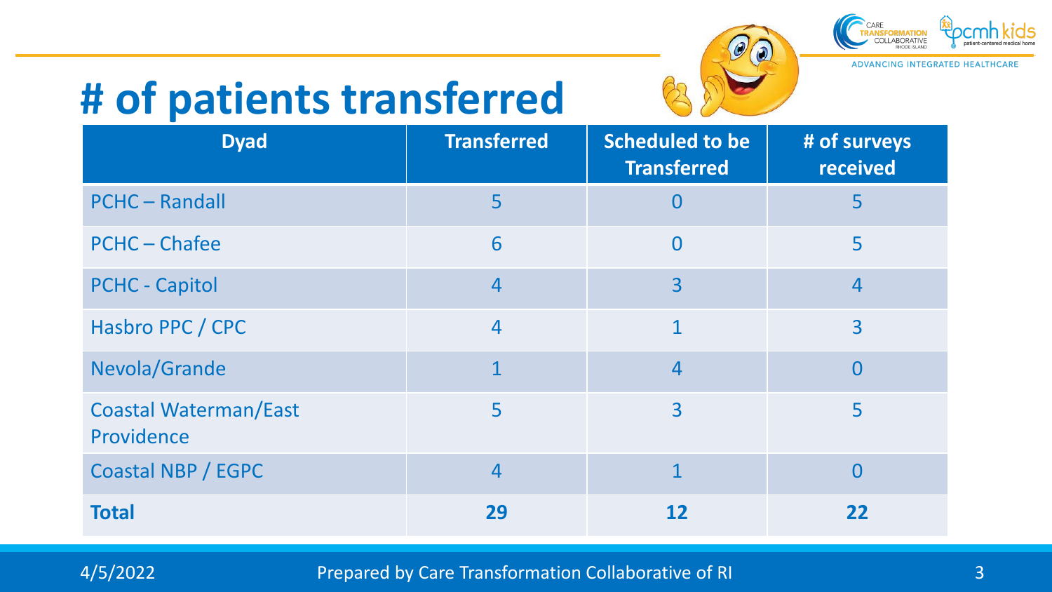# # of patients transferred

| Dyad | Transferred | Scheduled to be Transferred | # of surveys received |
|---|---|---|---|
| PCHC – Randall | 5 | 0 | 5 |
| PCHC – Chafee | 6 | 0 | 5 |
| PCHC - Capitol | 4 | 3 | 4 |
| Hasbro PPC / CPC | 4 | 1 | 3 |
| Nevola/Grande | 1 | 4 | 0 |
| Coastal Waterman/East Providence | 5 | 3 | 5 |
| Coastal NBP / EGPC | 4 | 1 | 0 |
| **Total** | **29** | **12** | **22** |

4/5/2022 Prepared by Care Transformation Collaborative of RI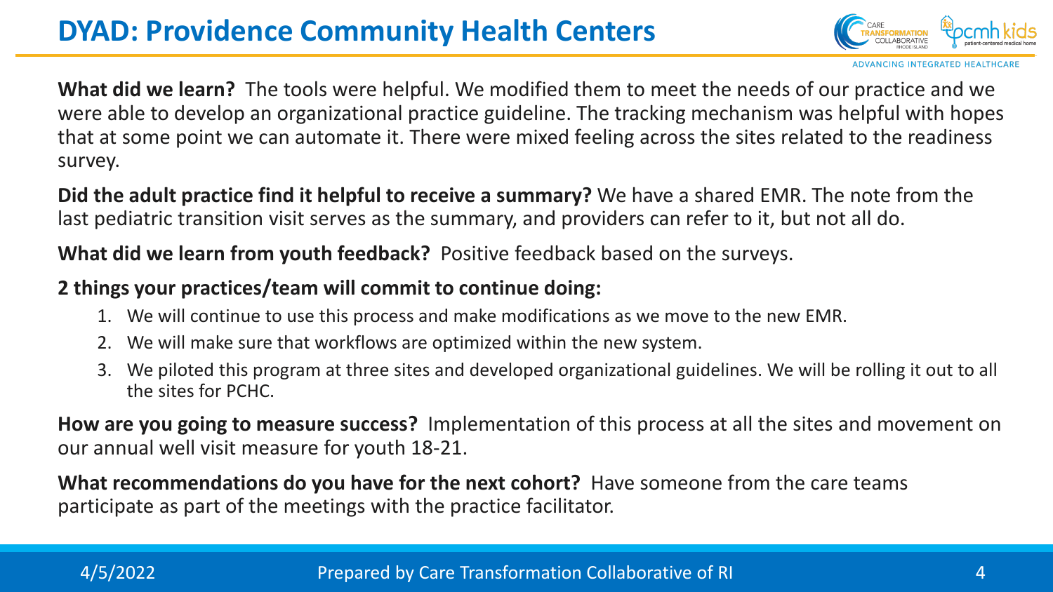# DYAD: Providence Community Health Centers

**What did we learn?** The tools were helpful. We modified them to meet the needs of our practice and we were able to develop an organizational practice guideline. The tracking mechanism was helpful with hopes that at some point we can automate it. There were mixed feeling across the sites related to the readiness survey.

**Did the adult practice find it helpful to receive a summary?** We have a shared EMR. The note from the last pediatric transition visit serves as the summary, and providers can refer to it, but not all do.

**What did we learn from youth feedback?** Positive feedback based on the surveys.

**2 things your practices/team will commit to continue doing:**

1. We will continue to use this process and make modifications as we move to the new EMR.
2. We will make sure that workflows are optimized within the new system.
3. We piloted this program at three sites and developed organizational guidelines. We will be rolling it out to all the sites for PCHC.

**How are you going to measure success?** Implementation of this process at all the sites and movement on our annual well visit measure for youth 18-21.

**What recommendations do you have for the next cohort?** Have someone from the care teams participate as part of the meetings with the practice facilitator.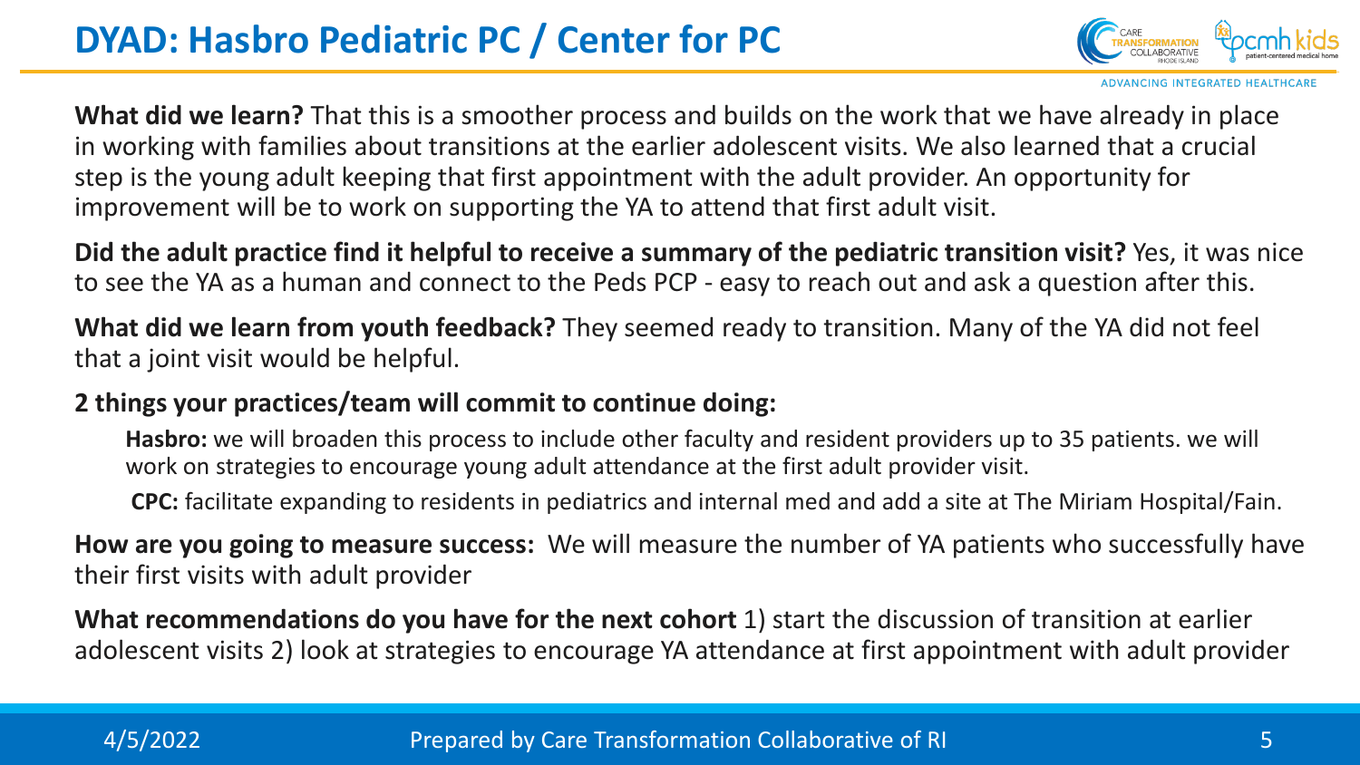# DYAD: Hasbro Pediatric PC / Center for PC

**What did we learn?** That this is a smoother process and builds on the work that we have already in place in working with families about transitions at the earlier adolescent visits. We also learned that a crucial step is the young adult keeping that first appointment with the adult provider. An opportunity for improvement will be to work on supporting the YA to attend that first adult visit.

**Did the adult practice find it helpful to receive a summary of the pediatric transition visit?** Yes, it was nice to see the YA as a human and connect to the Peds PCP - easy to reach out and ask a question after this.

**What did we learn from youth feedback?** They seemed ready to transition. Many of the YA did not feel that a joint visit would be helpful.

**2 things your practices/team will commit to continue doing:**

**Hasbro:** we will broaden this process to include other faculty and resident providers up to 35 patients. we will work on strategies to encourage young adult attendance at the first adult provider visit.

**CPC:** facilitate expanding to residents in pediatrics and internal med and add a site at The Miriam Hospital/Fain.

**How are you going to measure success:** We will measure the number of YA patients who successfully have their first visits with adult provider

**What recommendations do you have for the next cohort** 1) start the discussion of transition at earlier adolescent visits 2) look at strategies to encourage YA attendance at first appointment with adult provider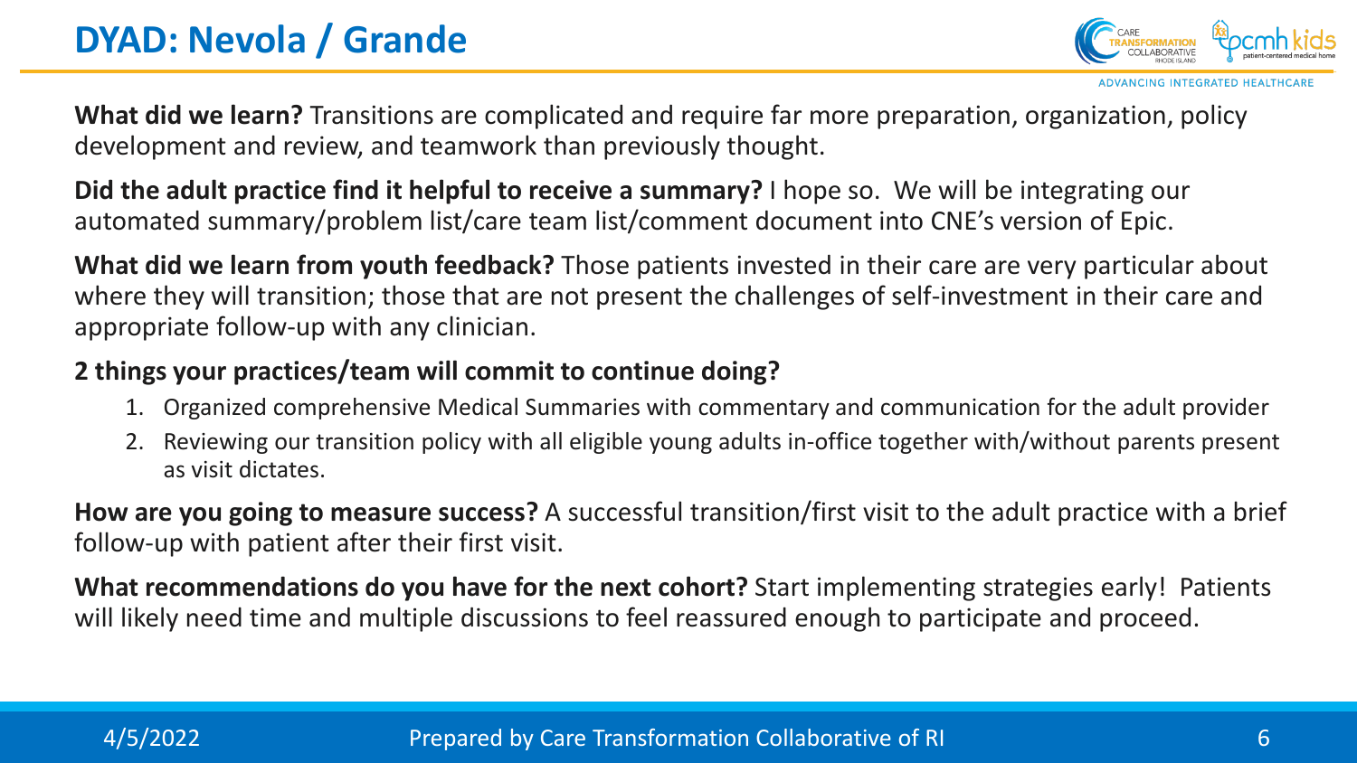# DYAD: Nevola / Grande

**What did we learn?** Transitions are complicated and require far more preparation, organization, policy development and review, and teamwork than previously thought.

**Did the adult practice find it helpful to receive a summary?** I hope so. We will be integrating our automated summary/problem list/care team list/comment document into CNE's version of Epic.

**What did we learn from youth feedback?** Those patients invested in their care are very particular about where they will transition; those that are not present the challenges of self-investment in their care and appropriate follow-up with any clinician.

**2 things your practices/team will commit to continue doing?**

1. Organized comprehensive Medical Summaries with commentary and communication for the adult provider
2. Reviewing our transition policy with all eligible young adults in-office together with/without parents present as visit dictates.

**How are you going to measure success?** A successful transition/first visit to the adult practice with a brief follow-up with patient after their first visit.

**What recommendations do you have for the next cohort?** Start implementing strategies early! Patients will likely need time and multiple discussions to feel reassured enough to participate and proceed.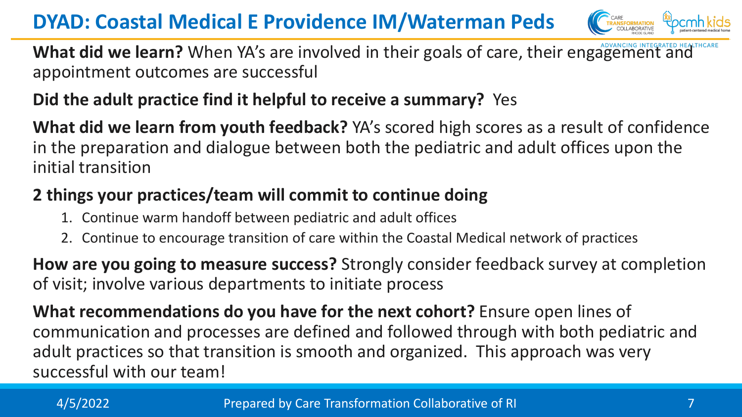# DYAD: Coastal Medical E Providence IM/Waterman Peds

**What did we learn?** When YA's are involved in their goals of care, their engagement and appointment outcomes are successful

**Did the adult practice find it helpful to receive a summary?** Yes

**What did we learn from youth feedback?** YA's scored high scores as a result of confidence in the preparation and dialogue between both the pediatric and adult offices upon the initial transition

**2 things your practices/team will commit to continue doing**

1. Continue warm handoff between pediatric and adult offices
2. Continue to encourage transition of care within the Coastal Medical network of practices

**How are you going to measure success?** Strongly consider feedback survey at completion of visit; involve various departments to initiate process

**What recommendations do you have for the next cohort?** Ensure open lines of communication and processes are defined and followed through with both pediatric and adult practices so that transition is smooth and organized. This approach was very successful with our team!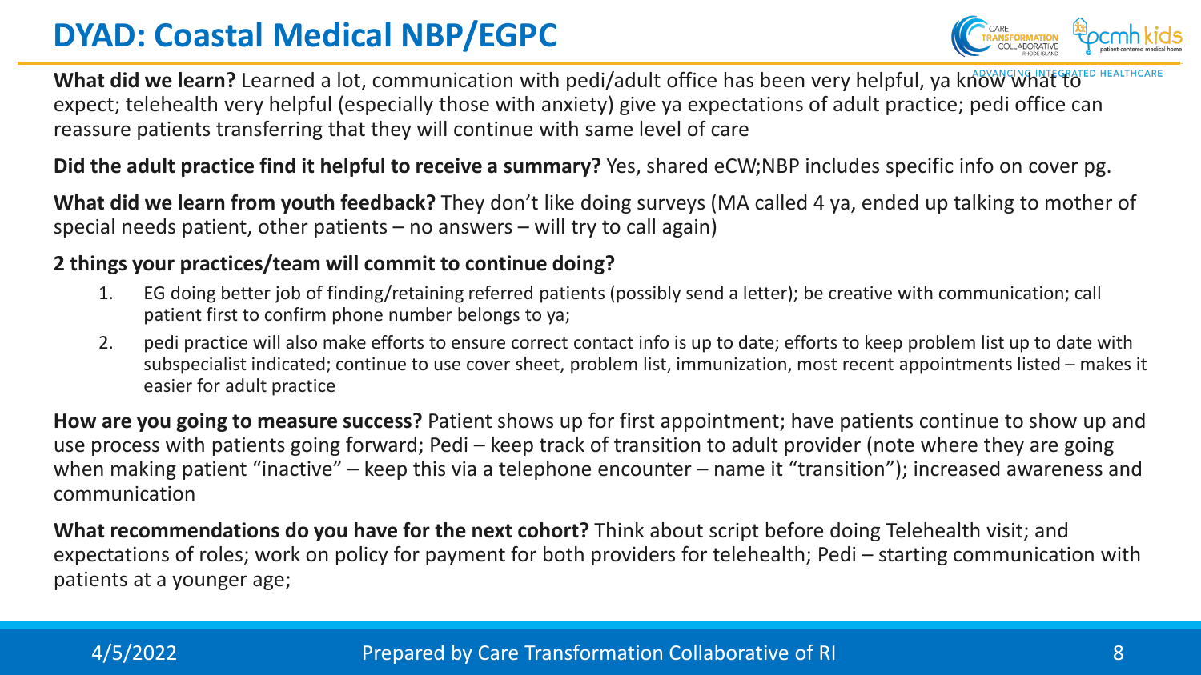# DYAD: Coastal Medical NBP/EGPC

**What did we learn?** Learned a lot, communication with pedi/adult office has been very helpful, ya know what to expect; telehealth very helpful (especially those with anxiety) give ya expectations of adult practice; pedi office can reassure patients transferring that they will continue with same level of care

**Did the adult practice find it helpful to receive a summary?** Yes, shared eCW;NBP includes specific info on cover pg.

**What did we learn from youth feedback?** They don't like doing surveys (MA called 4 ya, ended up talking to mother of special needs patient, other patients – no answers – will try to call again)

**2 things your practices/team will commit to continue doing?**

1. EG doing better job of finding/retaining referred patients (possibly send a letter); be creative with communication; call patient first to confirm phone number belongs to ya;
2. pedi practice will also make efforts to ensure correct contact info is up to date; efforts to keep problem list up to date with subspecialist indicated; continue to use cover sheet, problem list, immunization, most recent appointments listed – makes it easier for adult practice

**How are you going to measure success?** Patient shows up for first appointment; have patients continue to show up and use process with patients going forward; Pedi – keep track of transition to adult provider (note where they are going when making patient "inactive" – keep this via a telephone encounter – name it "transition"); increased awareness and communication

**What recommendations do you have for the next cohort?** Think about script before doing Telehealth visit; and expectations of roles; work on policy for payment for both providers for telehealth; Pedi – starting communication with patients at a younger age;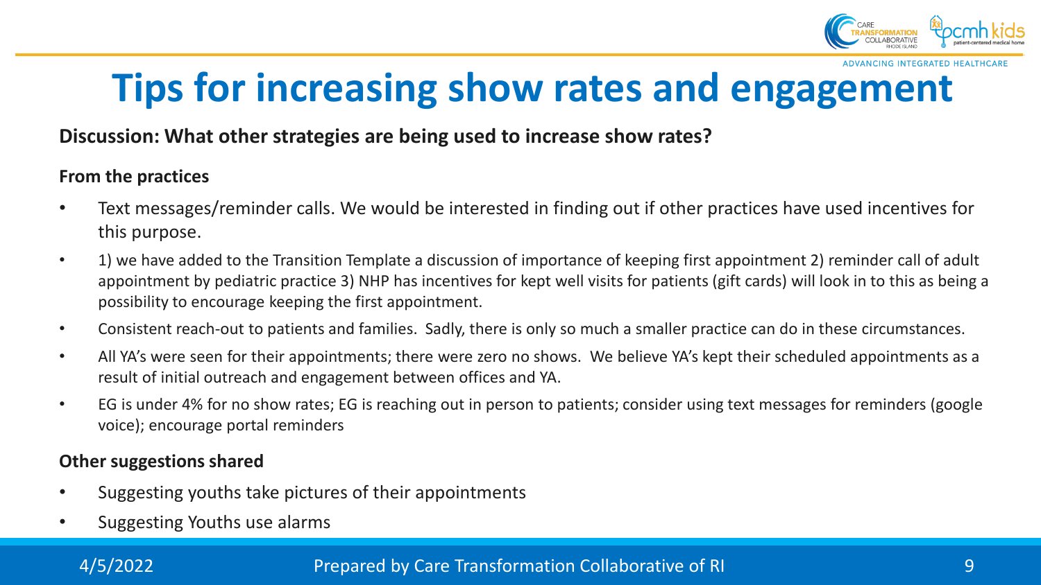# Tips for increasing show rates and engagement

**Discussion: What other strategies are being used to increase show rates?**

**From the practices**

- Text messages/reminder calls. We would be interested in finding out if other practices have used incentives for this purpose.
- 1) we have added to the Transition Template a discussion of importance of keeping first appointment 2) reminder call of adult appointment by pediatric practice 3) NHP has incentives for kept well visits for patients (gift cards) will look in to this as being a possibility to encourage keeping the first appointment.
- Consistent reach-out to patients and families. Sadly, there is only so much a smaller practice can do in these circumstances.
- All YA's were seen for their appointments; there were zero no shows. We believe YA's kept their scheduled appointments as a result of initial outreach and engagement between offices and YA.
- EG is under 4% for no show rates; EG is reaching out in person to patients; consider using text messages for reminders (google voice); encourage portal reminders

**Other suggestions shared**

- Suggesting youths take pictures of their appointments
- Suggesting Youths use alarms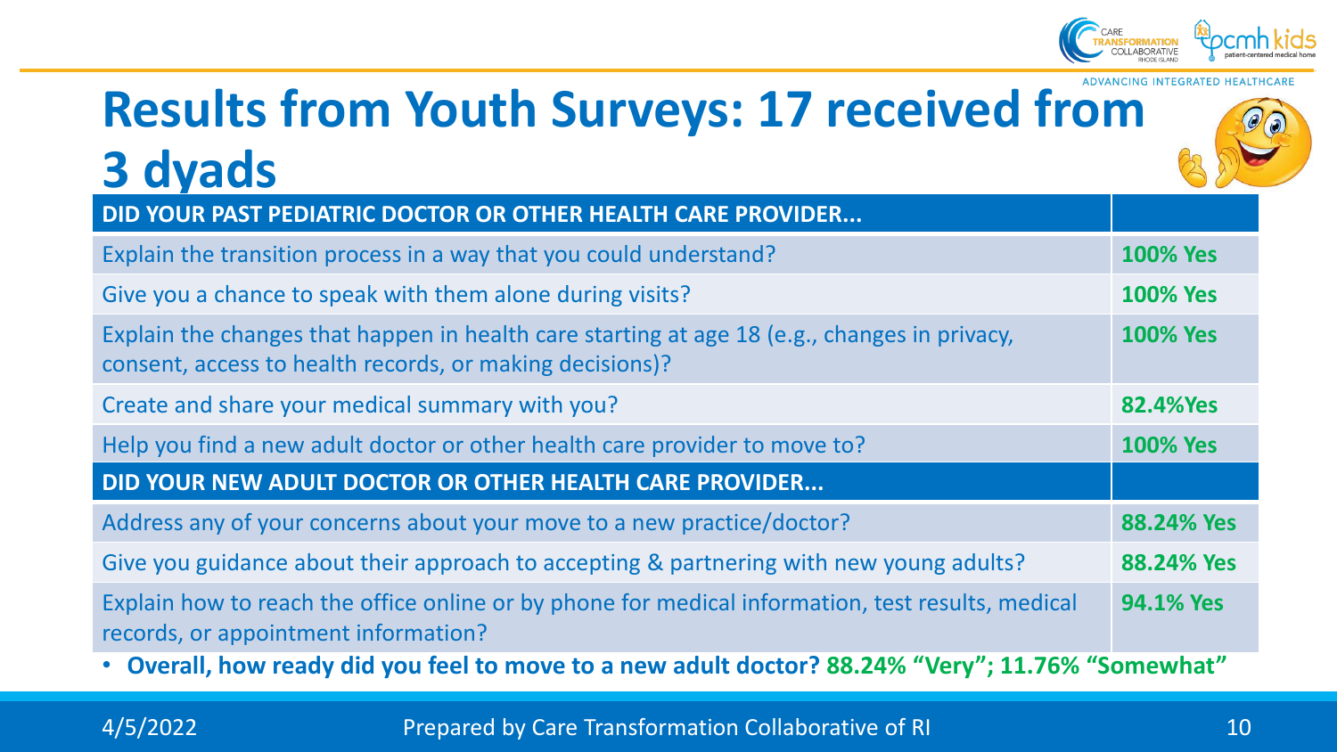# Results from Youth Surveys: 17 received from 3 dyads

| DID YOUR PAST PEDIATRIC DOCTOR OR OTHER HEALTH CARE PROVIDER... | |
|---|---|
| Explain the transition process in a way that you could understand? | **100% Yes** |
| Give you a chance to speak with them alone during visits? | **100% Yes** |
| Explain the changes that happen in health care starting at age 18 (e.g., changes in privacy, consent, access to health records, or making decisions)? | **100% Yes** |
| Create and share your medical summary with you? | **82.4%Yes** |
| Help you find a new adult doctor or other health care provider to move to? | **100% Yes** |
| **DID YOUR NEW ADULT DOCTOR OR OTHER HEALTH CARE PROVIDER...** | |
| Address any of your concerns about your move to a new practice/doctor? | **88.24% Yes** |
| Give you guidance about their approach to accepting & partnering with new young adults? | **88.24% Yes** |
| Explain how to reach the office online or by phone for medical information, test results, medical records, or appointment information? | **94.1% Yes** |

- **Overall, how ready did you feel to move to a new adult doctor? 88.24% "Very"; 11.76% "Somewhat"**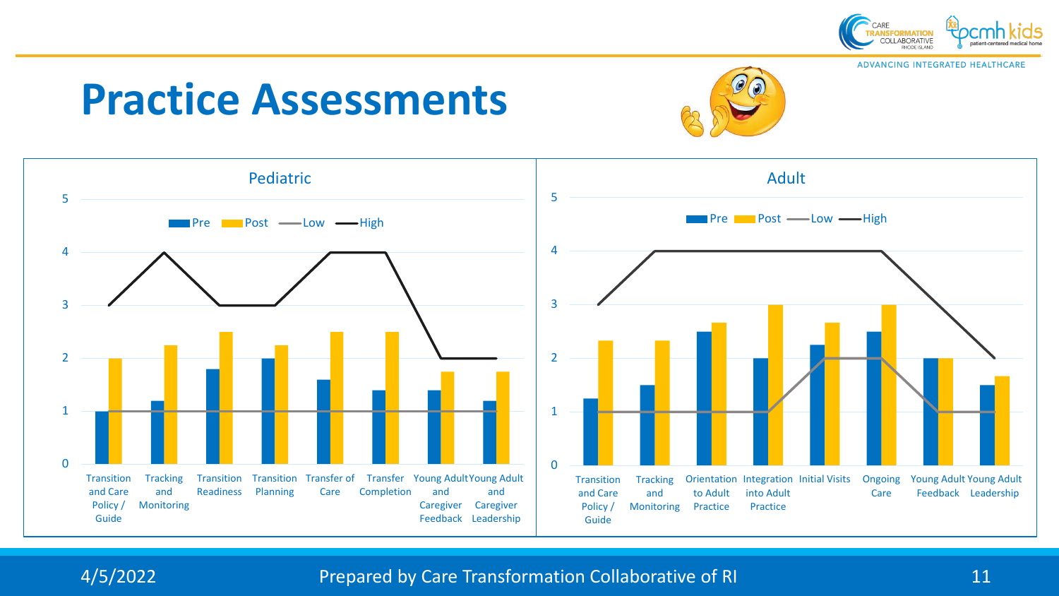# Practice Assessments

## Pediatric

Legend: Pre, Post, Low, High

| Category | Pre | Post | Low | High |
|---|---|---|---|---|
| Transition and Care Policy / Guide | 1 | 2 | 1 | 3 |
| Tracking and Monitoring | 1.2 | 2.25 | 1 | 4 |
| Transition Readiness | 1.8 | 2.5 | 1 | 3 |
| Transition Planning | 2 | 2.25 | 1 | 3 |
| Transfer of Care | 1.6 | 2.5 | 1 | 4 |
| Transfer Completion | 1.4 | 2.5 | 1 | 4 |
| Young Adult and Caregiver Feedback | 1.4 | 1.75 | 1 | 2 |
| Young Adult and Caregiver Leadership | 1.2 | 1.75 | 1 | 2 |

## Adult

Legend: Pre, Post, Low, High

| Category | Pre | Post | Low | High |
|---|---|---|---|---|
| Transition and Care Policy / Guide | 1.25 | 2.33 | 1 | 3 |
| Tracking and Monitoring | 1.5 | 2.33 | 1 | 4 |
| Orientation to Adult Practice | 2.5 | 2.67 | 1 | 4 |
| Integration into Adult Practice | 2 | 3 | 1 | 4 |
| Initial Visits | 2.25 | 2.67 | 2 | 4 |
| Ongoing Care | 2.5 | 3 | 2 | 4 |
| Young Adult Feedback | 2 | 2 | 1 | 3 |
| Young Adult Leadership | 1.5 | 1.67 | 1 | 2 |

4/5/2022

Prepared by Care Transformation Collaborative of RI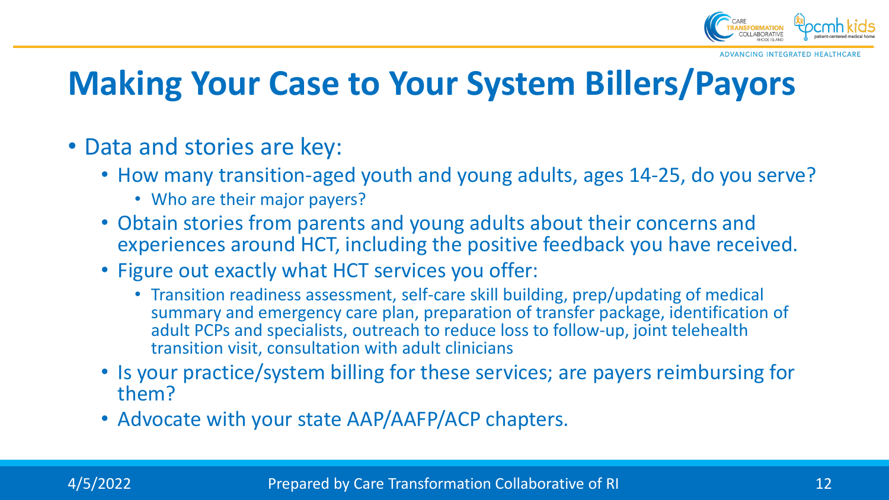# Making Your Case to Your System Billers/Payors

- Data and stories are key:
  - How many transition-aged youth and young adults, ages 14-25, do you serve?
    - Who are their major payers?
  - Obtain stories from parents and young adults about their concerns and experiences around HCT, including the positive feedback you have received.
  - Figure out exactly what HCT services you offer:
    - Transition readiness assessment, self-care skill building, prep/updating of medical summary and emergency care plan, preparation of transfer package, identification of adult PCPs and specialists, outreach to reduce loss to follow-up, joint telehealth transition visit, consultation with adult clinicians
  - Is your practice/system billing for these services; are payers reimbursing for them?
  - Advocate with your state AAP/AAFP/ACP chapters.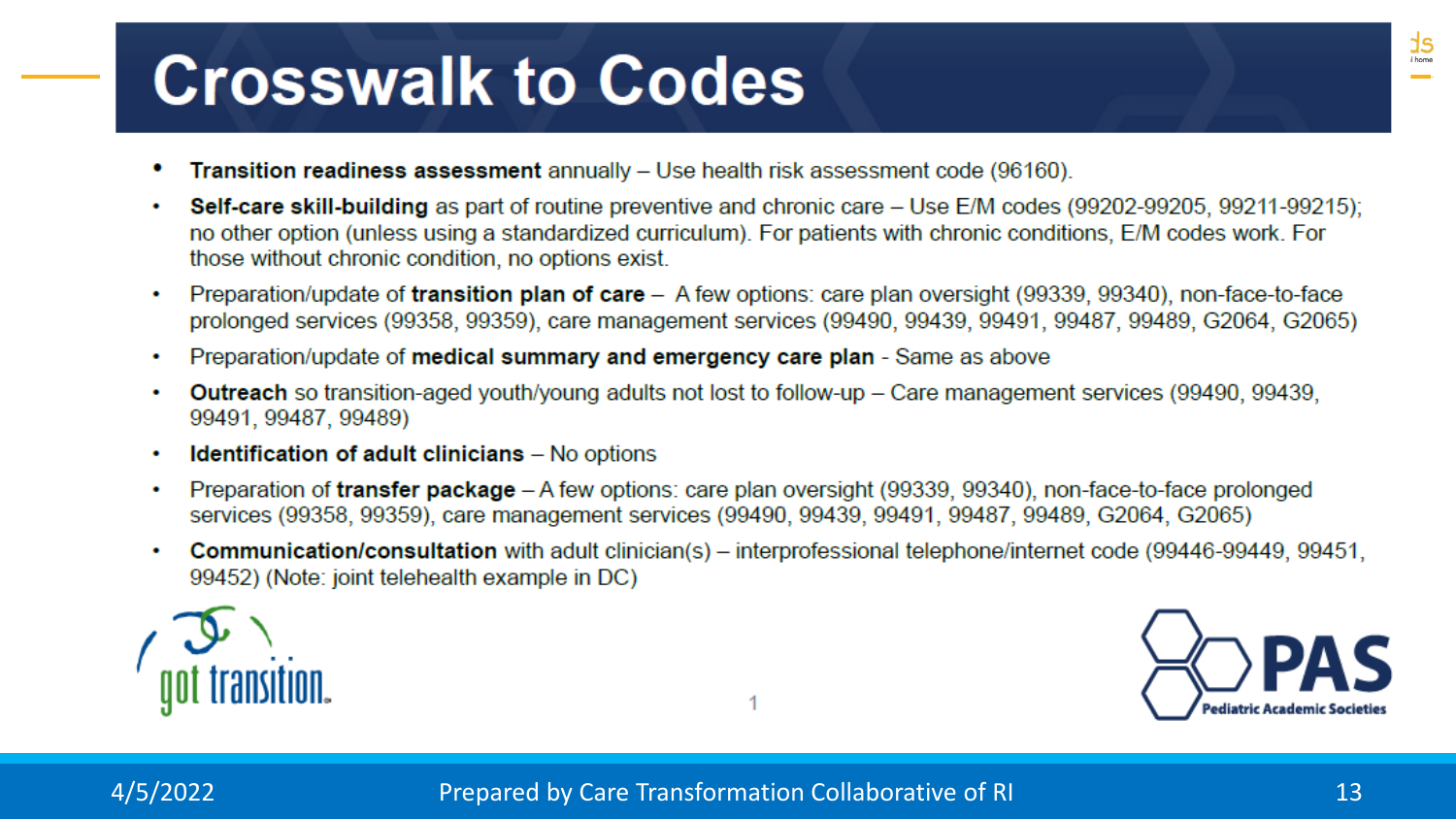# Crosswalk to Codes

- **Transition readiness assessment** annually – Use health risk assessment code (96160).
- **Self-care skill-building** as part of routine preventive and chronic care – Use E/M codes (99202-99205, 99211-99215); no other option (unless using a standardized curriculum). For patients with chronic conditions, E/M codes work. For those without chronic condition, no options exist.
- Preparation/update of **transition plan of care** – A few options: care plan oversight (99339, 99340), non-face-to-face prolonged services (99358, 99359), care management services (99490, 99439, 99491, 99487, 99489, G2064, G2065)
- Preparation/update of **medical summary and emergency care plan** - Same as above
- **Outreach** so transition-aged youth/young adults not lost to follow-up – Care management services (99490, 99439, 99491, 99487, 99489)
- **Identification of adult clinicians** – No options
- Preparation of **transfer package** – A few options: care plan oversight (99339, 99340), non-face-to-face prolonged services (99358, 99359), care management services (99490, 99439, 99491, 99487, 99489, G2064, G2065)
- **Communication/consultation** with adult clinician(s) – interprofessional telephone/internet code (99446-99449, 99451, 99452) (Note: joint telehealth example in DC)

got transition.

PAS Pediatric Academic Societies

4/5/2022 Prepared by Care Transformation Collaborative of RI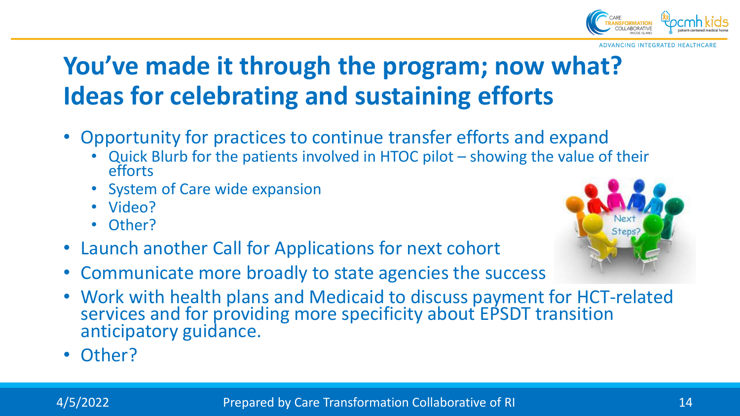# You've made it through the program; now what? Ideas for celebrating and sustaining efforts

- Opportunity for practices to continue transfer efforts and expand
  - Quick Blurb for the patients involved in HTOC pilot – showing the value of their efforts
  - System of Care wide expansion
  - Video?
  - Other?
- Launch another Call for Applications for next cohort
- Communicate more broadly to state agencies the success
- Work with health plans and Medicaid to discuss payment for HCT-related services and for providing more specificity about EPSDT transition anticipatory guidance.
- Other?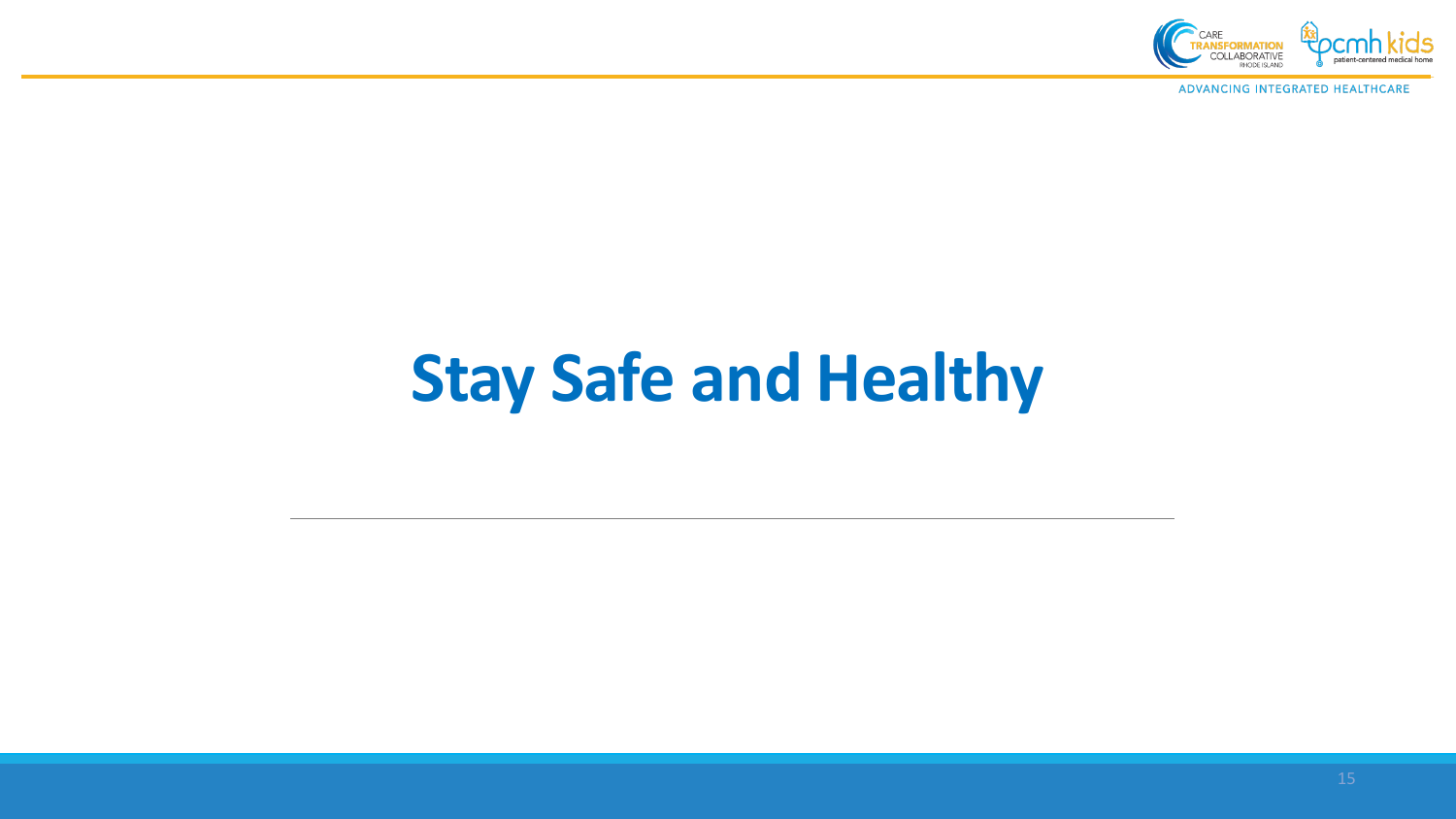# Stay Safe and Healthy